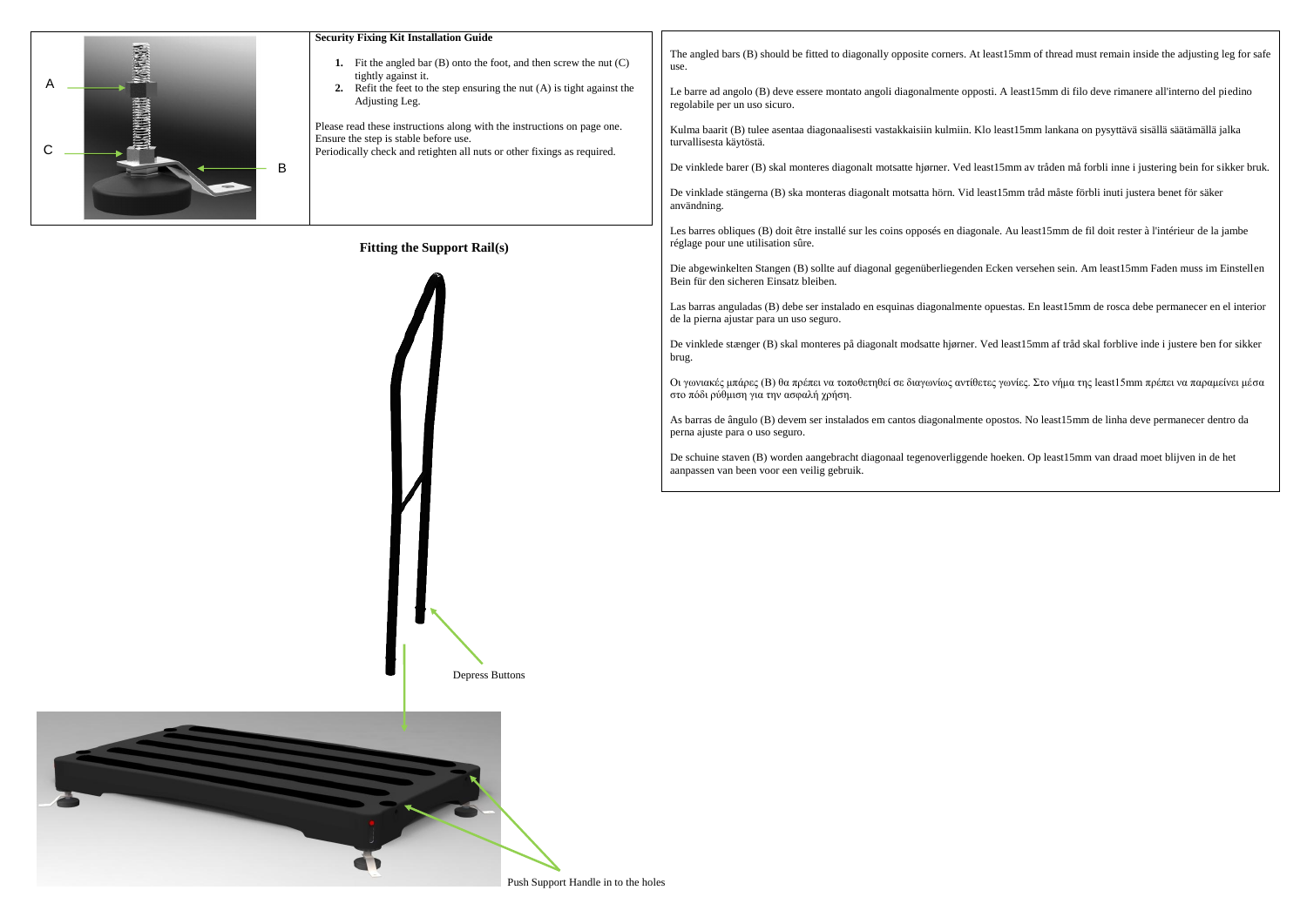A

C

B

### Security Fixing Kit Installation Guide

1. **Fit the angled bar (B) onto the foot, and then screw the nut (C) tightly against it.**
2. **Refit the feet to the step ensuring the nut (A) is tight against the Adjusting Leg.**

Please read these instructions along with the instructions on page one.
Ensure the step is stable before use.
Periodically check and retighten all nuts or other fixings as required.

## Fitting the Support Rail(s)

Depress Buttons

Push Support Handle in to the holes

The angled bars (B) should be fitted to diagonally opposite corners. At least15mm of thread must remain inside the adjusting leg for safe use.

Le barre ad angolo (B) deve essere montato angoli diagonalmente opposti. A least15mm di filo deve rimanere all'interno del piedino regolabile per un uso sicuro.

Kulma baarit (B) tulee asentaa diagonaalisesti vastakkaisiin kulmiin. Klo least15mm lankana on pysyttävä sisällä säätämällä jalka turvallisesta käytöstä.

De vinklede barer (B) skal monteres diagonalt motsatte hjørner. Ved least15mm av tråden må forbli inne i justering bein for sikker bruk.

De vinklade stängerna (B) ska monteras diagonalt motsatta hörn. Vid least15mm tråd måste förbli inuti justera benet för säker användning.

Les barres obliques (B) doit être installé sur les coins opposés en diagonale. Au least15mm de fil doit rester à l'intérieur de la jambe réglage pour une utilisation sûre.

Die abgewinkelten Stangen (B) sollte auf diagonal gegenüberliegenden Ecken versehen sein. Am least15mm Faden muss im Einstellen Bein für den sicheren Einsatz bleiben.

Las barras anguladas (B) debe ser instalado en esquinas diagonalmente opuestas. En least15mm de rosca debe permanecer en el interior de la pierna ajustar para un uso seguro.

De vinklede stænger (B) skal monteres på diagonalt modsatte hjørner. Ved least15mm af tråd skal forblive inde i justere ben for sikker brug.

Οι γωνιακές μπάρες (B) θα πρέπει να τοποθετηθεί σε διαγωνίως αντίθετες γωνίες. Στο νήμα της least15mm πρέπει να παραμείνει μέσα στο πόδι ρύθμιση για την ασφαλή χρήση.

As barras de ângulo (B) devem ser instalados em cantos diagonalmente opostos. No least15mm de linha deve permanecer dentro da perna ajuste para o uso seguro.

De schuine staven (B) worden aangebracht diagonaal tegenoverliggende hoeken. Op least15mm van draad moet blijven in de het aanpassen van been voor een veilig gebruik.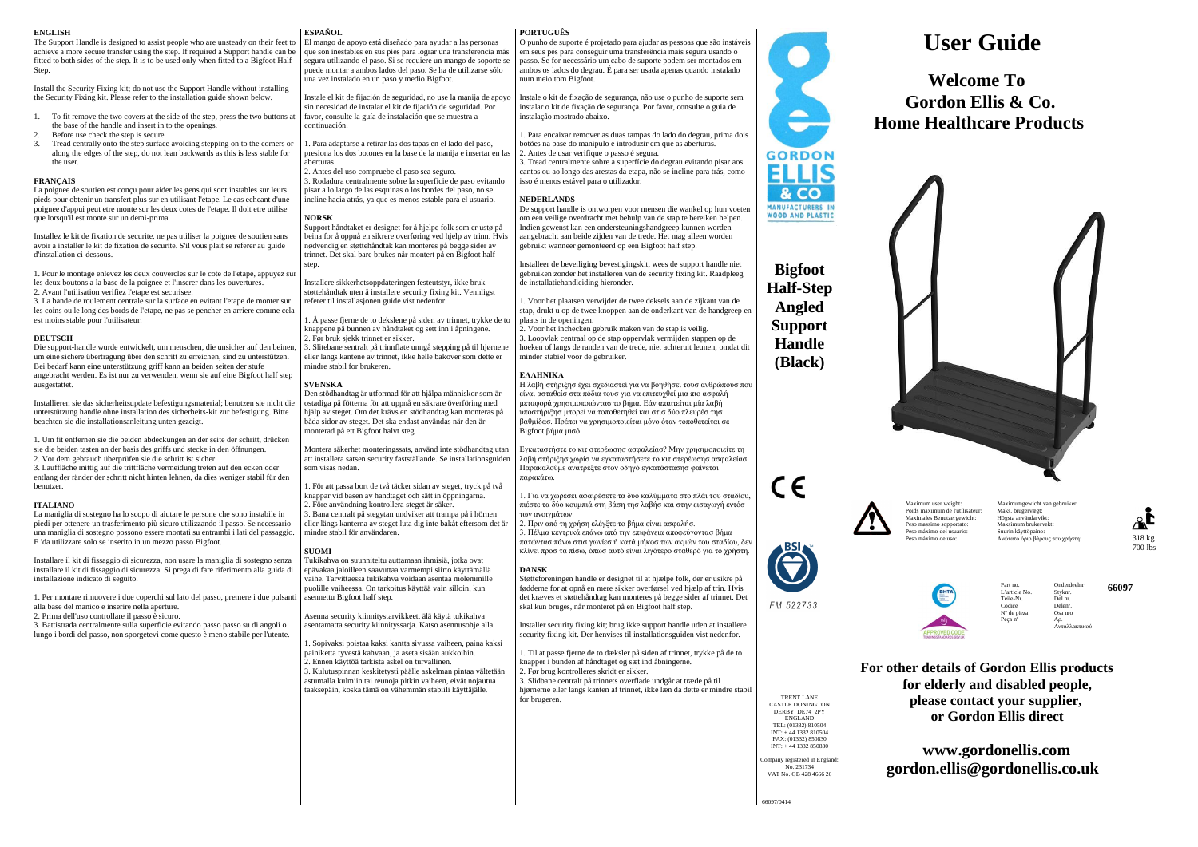## ENGLISH

The Support Handle is designed to assist people who are unsteady on their feet to achieve a more secure transfer using the step. If required a Support handle can be fitted to both sides of the step. It is to be used only when fitted to a Bigfoot Half Step.

Install the Security Fixing kit; do not use the Support Handle without installing the Security Fixing kit. Please refer to the installation guide shown below.

1. To fit remove the two covers at the side of the step, press the two buttons at the base of the handle and insert in to the openings.
2. Before use check the step is secure.
3. Tread centrally onto the step surface avoiding stepping on to the corners or along the edges of the step, do not lean backwards as this is less stable for the user.

## FRANÇAIS

La poignee de soutien est conçu pour aider les gens qui sont instables sur leurs pieds pour obtenir un transfert plus sur en utilisant l'etape. Le cas echeant d'une poignee d'appui peut etre monte sur les deux cotes de l'etape. Il doit etre utilise que lorsqu'il est monte sur un demi-prima.

Installez le kit de fixation de securite, ne pas utiliser la poignee de soutien sans avoir a installer le kit de fixation de securite. S'il vous plait se referer au guide d'installation ci-dessous.

1. Pour le montage enlevez les deux couvercles sur le cote de l'etape, appuyez sur les deux boutons a la base de la poignee et l'inserer dans les ouvertures.
2. Avant l'utilisation verifiez l'etape est securisee.
3. La bande de roulement centrale sur la surface en evitant l'etape de monter sur les coins ou le long des bords de l'etape, ne pas se pencher en arriere comme cela est moins stable pour l'utilisateur.

## DEUTSCH

Die support-handle wurde entwickelt, um menschen, die unsicher auf den beinen, um eine sichere übertragung über den schritt zu erreichen, sind zu unterstützen. Bei bedarf kann eine unterstützung griff kann an beiden seiten der stufe angebracht werden. Es ist nur zu verwenden, wenn sie auf eine Bigfoot half step ausgestattet.

Installieren sie das sicherheitsupdate befestigungsmaterial; benutzen sie nicht die unterstützung handle ohne installation des sicherheits-kit zur befestigung. Bitte beachten sie die installationsanleitung unten gezeigt.

1. Um fit entfernen sie die beiden abdeckungen an der seite der schritt, drücken sie die beiden tasten an der basis des griffs und stecke in den öffnungen.
2. Vor dem gebrauch überprüfen sie die schritt ist sicher.
3. Lauffläche mittig auf die trittfläche vermeidung treten auf den ecken oder entlang der ränder der schritt nicht hinten lehnen, da dies weniger stabil für den benutzer.

## ITALIANO

La maniglia di sostegno ha lo scopo di aiutare le persone che sono instabile in piedi per ottenere un trasferimento più sicuro utilizzando il passo. Se necessario una maniglia di sostegno possono essere montati su entrambi i lati del passaggio. E 'da utilizzare solo se inserito in un mezzo passo Bigfoot.

Installare il kit di fissaggio di sicurezza, non usare la maniglia di sostegno senza installare il kit di fissaggio di sicurezza. Si prega di fare riferimento alla guida di installazione indicato di seguito.

1. Per montare rimuovere i due coperchi sul lato del passo, premere i due pulsanti alla base del manico e inserire nelle aperture.
2. Prima dell'uso controllare il passo è sicuro.
3. Battistrada centralmente sulla superficie evitando passo passo su di angoli o lungo i bordi del passo, non sporgetevi come questo è meno stabile per l'utente.

## ESPAÑOL

El mango de apoyo está diseñado para ayudar a las personas que son inestables en sus pies para lograr una transferencia más segura utilizando el paso. Si se requiere un mango de soporte se puede montar a ambos lados del paso. Se ha de utilizarse sólo una vez instalado en un paso y medio Bigfoot.

Instale el kit de fijación de seguridad, no use la manija de apoyo sin necesidad de instalar el kit de fijación de seguridad. Por favor, consulte la guía de instalación que se muestra a continuación.

1. Para adaptarse a retirar las dos tapas en el lado del paso, presiona los dos botones en la base de la manija e insertar en las aberturas.
2. Antes del uso compruebe el paso sea seguro.
3. Rodadura centralmente sobre la superficie de paso evitando pisar a lo largo de las esquinas o los bordes del paso, no se incline hacia atrás, ya que es menos estable para el usuario.

## NORSK

Support håndtaket er designet for å hjelpe folk som er ustø på beina for å oppnå en sikrere overføring ved hjelp av trinn. Hvis nødvendig en støttehåndtak kan monteres på begge sider av trinnet. Det skal bare brukes når montert på en Bigfoot half step.

Installere sikkerhetsoppdateringen festeutstyr, ikke bruk støttehåndtak uten å installere security fixing kit. Vennligst referer til installasjonen guide vist nedenfor.

1. Å passe fjerne de to dekslene på siden av trinnet, trykke de to knappene på bunnen av håndtaket og sett inn i åpningene.
2. Før bruk sjekk trinnet er sikker.
3. Slitebane sentralt på trinnflate unngå stepping på til hjørnene eller langs kantene av trinnet, ikke helle bakover som dette er mindre stabil for brukeren.

## SVENSKA

Den stödhandtag är utformad för att hjälpa människor som är ostadiga på fötterna för att uppnå en säkrare överföring med hjälp av steget. Om det krävs en stödhandtag kan monteras på båda sidor av steget. Det ska endast användas när den är monterad på ett Bigfoot halvt steg.

Montera säkerhet monteringssats, använd inte stödhandtag utan att installera satsen security fastställande. Se installationsguiden som visas nedan.

1. För att passa bort de två täcker sidan av steget, tryck på två knappar vid basen av handtaget och sätt in i öppningarna.
2. Före användning kontrollera steget är säker.
3. Bana centralt på stegytan undviker att trampa på i hörnen eller längs kanterna av steget luta dig inte bakåt eftersom det är mindre stabil för användaren.

## SUOMI

Tukikahva on suunniteltu auttamaan ihmisiä, jotka ovat epävakaa jaloilleen saavuttaa varmempi siirto käyttämällä vaihe. Tarvittaessa tukikahva voidaan asentaa molemmille puolille vaiheessa. On tarkoitus käyttää vain silloin, kun asennettu Bigfoot half step.

Asenna security kiinnitystarvikkeet, älä käytä tukikahva asentamatta security kiinnityssarja. Katso asennusohje alla.

1. Sopivaksi poistaa kaksi kantta sivussa vaiheen, paina kaksi painiketta tyvestä kahvaan, ja aseta sisään aukkoihin.
2. Ennen käyttöä tarkista askel on turvallinen.
3. Kulutuspinnan keskitetysti päälle askelman pintaa vältetään astumalla kulmiin tai reunoja pitkin vaiheen, eivät nojautua taaksepäin, koska tämä on vähemmän stabiili käyttäjälle.

## PORTUGUÊS

O punho de suporte é projetado para ajudar as pessoas que são instáveis em seus pés para conseguir uma transferência mais segura usando o passo. Se for necessário um cabo de suporte podem ser montados em ambos os lados do degrau. É para ser usada apenas quando instalado num meio tom Bigfoot.

Instale o kit de fixação de segurança, não use o punho de suporte sem instalar o kit de fixação de segurança. Por favor, consulte o guia de instalação mostrado abaixo.

1. Para encaixar remover as duas tampas do lado do degrau, prima dois botões na base do manipulo e introduzir em que as aberturas.
2. Antes de usar verifique o passo é segura.
3. Tread centralmente sobre a superfície do degrau evitando pisar aos cantos ou ao longo das arestas da etapa, não se incline para trás, como isso é menos estável para o utilizador.

## NEDERLANDS

De support handle is ontworpen voor mensen die wankel op hun voeten om een veilige overdracht met behulp van de stap te bereiken helpen. Indien gewenst kan een ondersteuningshandgreep kunnen worden aangebracht aan beide zijden van de trede. Het mag alleen worden gebruikt wanneer gemonteerd op een Bigfoot half step.

Installeer de beveiliging bevestigingskit, wees de support handle niet gebruiken zonder het installeren van de security fixing kit. Raadpleeg de installatiehandleiding hieronder.

1. Voor het plaatsen verwijder de twee deksels aan de zijkant van de stap, drukt u op de twee knoppen aan de onderkant van de handgreep en plaats in de openingen.
2. Voor het inchecken gebruik maken van de stap is veilig.
3. Loopvlak centraal op de stap oppervlak vermijden stappen op de hoeken of langs de randen van de trede, niet achteruit leunen, omdat dit minder stabiel voor de gebruiker.

## ΕΛΛΗΝΙΚΑ

Η λαβή στήριξης έχει σχεδιαστεί για να βοηθήσει τους ανθρώπους που είναι ασταθείς στα πόδια τους για να επιτευχθεί μια πιο ασφαλή μεταφορά χρησιμοποιώντας το βήμα. Εάν απαιτείται μία λαβή υποστήριξης μπορεί να τοποθετηθεί και στις δύο πλευρές τησ βαθμίδασ. Πρέπει να χρησιμοποιείται μόνο όταν τοποθετείται σε Bigfoot βήμα μισό.

Εγκαταστήστε το κιτ στερέωσης ασφαλείας? Μην χρησιμοποιείτε τη λαβή στήριξης χωρίς να εγκαταστήσετε το κιτ στερέωσης ασφαλείας. Παρακαλούμε ανατρέξτε στον οδηγό εγκατάστασης φαίνεται παρακάτω.

1. Για να χωρέσει αφαιρέσετε τα δύο καλύμματα στο πλάι του σταδίου, πιέστε τα δύο κουμπιά στη βάση τησ λαβής και στην εισαγωγή εντός των ανοιγμάτων.
2. Πριν από τη χρήση ελέγξτε το βήμα είναι ασφαλής.
3. Πέλμα κεντρικά επάνω από την επιφάνεια αποφεύγοντας βήμα πατώντας πάνω στις γωνίες ή κατά μήκος των ακμών του σταδίου, δεν κλίνει προς τα πίσω, όπως αυτό είναι λιγότερο σταθερό για το χρήστη.

## DANSK

Støtteforeningen handle er designet til at hjælpe folk, der er usikre på fødderne for at opnå en mere sikker overførsel ved hjælp af trin. Hvis det kræves et støttehåndtag kan monteres på begge sider af trinnet. Det skal kun bruges, når monteret på en Bigfoot half step.

Installer security fixing kit; brug ikke support handle uden at installere security fixing kit. Der henvises til installationsguiden vist nedenfor.

1. Til at passe fjerne de to dæksler på siden af trinnet, trykke på de to knapper i bunden af håndtaget og sæt ind åbningerne.
2. Før brug kontrolleres skridt er sikker.
3. Slidbane centralt på trinnets overflade undgår at træde på til hjørnerne eller langs kanten af trinnet, ikke læn da dette er mindre stabil for brugeren.

GORDON ELLIS & CO
MANUFACTURERS IN WOOD AND PLASTIC

# Bigfoot Half-Step Angled Support Handle (Black)

FM 522733

TRENT LANE
CASTLE DONINGTON
DERBY DE74 2PY
ENGLAND
TEL: (01332) 810504
INT: + 44 1332 810504
FAX: (01332) 850830
INT: + 44 1332 850830

Company registered in England:
No. 231734
VAT No. GB 428 4666 26

66097/0414

# User Guide

## Welcome To Gordon Ellis & Co. Home Healthcare Products

Maximum user weight:
Poids maximum de l'utilisateur:
Maximales Benutzergewicht:
Peso massimo sopportato:
Peso máximo del usuario:
Peso máximo de uso:

Maximumgewicht van gebruiker:
Maks. brugervægt:
Högsta användarvikt:
Maksimum brukervekt:
Suurin käyttöpaino:
Ανώτατο όριο βάρους του χρήστη:

318 kg
700 lbs

Part no.
L'article No.
Teile-Nr.
Codice
Nº de pieza:
Peça nº

Onderdeelnr.
Styknr.
Del nr.
Delenr.
Osa nro
Αρ.
Ανταλλακτικού

**66097**

APPROVED CODE

**For other details of Gordon Ellis products for elderly and disabled people, please contact your supplier, or Gordon Ellis direct**

**www.gordonellis.com**
**gordon.ellis@gordonellis.co.uk**